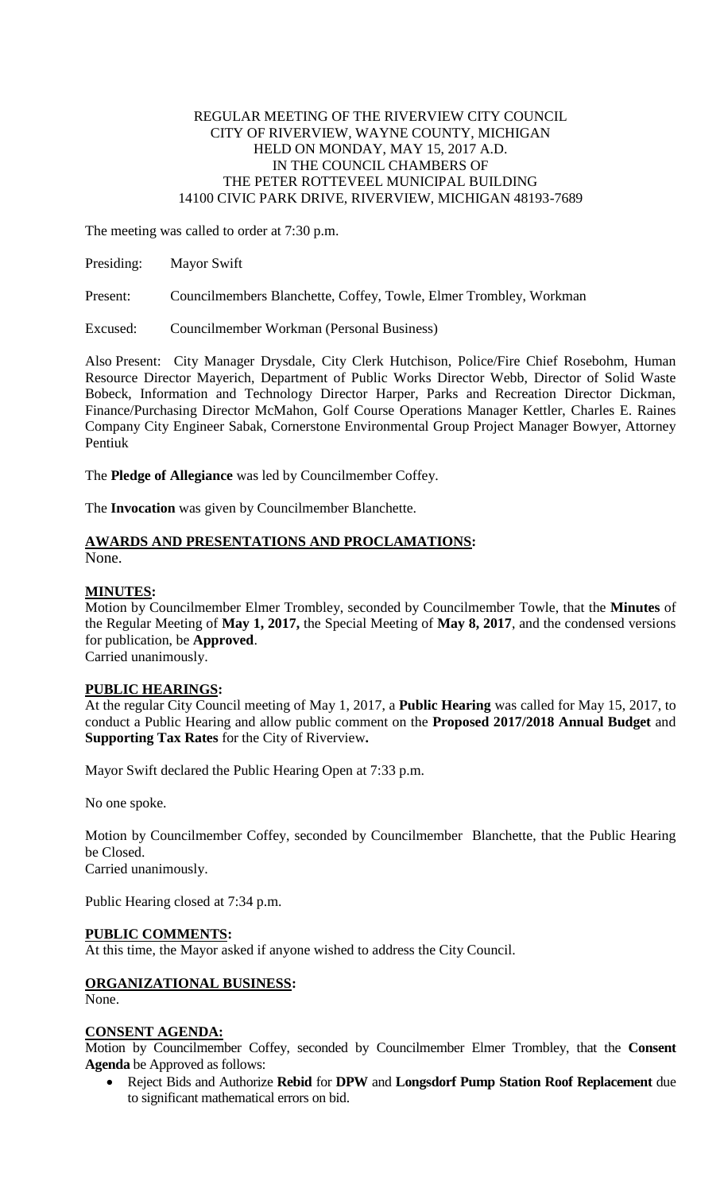REGULAR MEETING OF THE RIVERVIEW CITY COUNCIL
CITY OF RIVERVIEW, WAYNE COUNTY, MICHIGAN
HELD ON MONDAY, MAY 15, 2017 A.D.
IN THE COUNCIL CHAMBERS OF
THE PETER ROTTEVEEL MUNICIPAL BUILDING
14100 CIVIC PARK DRIVE, RIVERVIEW, MICHIGAN 48193-7689

The meeting was called to order at 7:30 p.m.

Presiding: Mayor Swift

Present: Councilmembers Blanchette, Coffey, Towle, Elmer Trombley, Workman

Excused: Councilmember Workman (Personal Business)

Also Present: City Manager Drysdale, City Clerk Hutchison, Police/Fire Chief Rosebohm, Human Resource Director Mayerich, Department of Public Works Director Webb, Director of Solid Waste Bobeck, Information and Technology Director Harper, Parks and Recreation Director Dickman, Finance/Purchasing Director McMahon, Golf Course Operations Manager Kettler, Charles E. Raines Company City Engineer Sabak, Cornerstone Environmental Group Project Manager Bowyer, Attorney Pentiuk

The **Pledge of Allegiance** was led by Councilmember Coffey.

The **Invocation** was given by Councilmember Blanchette.

**AWARDS AND PRESENTATIONS AND PROCLAMATIONS:**
None.

**MINUTES:**
Motion by Councilmember Elmer Trombley, seconded by Councilmember Towle, that the **Minutes** of the Regular Meeting of **May 1, 2017,** the Special Meeting of **May 8, 2017**, and the condensed versions for publication, be **Approved**.
Carried unanimously.

**PUBLIC HEARINGS:**
At the regular City Council meeting of May 1, 2017, a **Public Hearing** was called for May 15, 2017, to conduct a Public Hearing and allow public comment on the **Proposed 2017/2018 Annual Budget** and **Supporting Tax Rates** for the City of Riverview**.**

Mayor Swift declared the Public Hearing Open at 7:33 p.m.

No one spoke.

Motion by Councilmember Coffey, seconded by Councilmember Blanchette, that the Public Hearing be Closed.
Carried unanimously.

Public Hearing closed at 7:34 p.m.

**PUBLIC COMMENTS:**
At this time, the Mayor asked if anyone wished to address the City Council.

**ORGANIZATIONAL BUSINESS:**
None.

**CONSENT AGENDA:**
Motion by Councilmember Coffey, seconded by Councilmember Elmer Trombley, that the **Consent Agenda** be Approved as follows:

- Reject Bids and Authorize **Rebid** for **DPW** and **Longsdorf Pump Station Roof Replacement** due to significant mathematical errors on bid.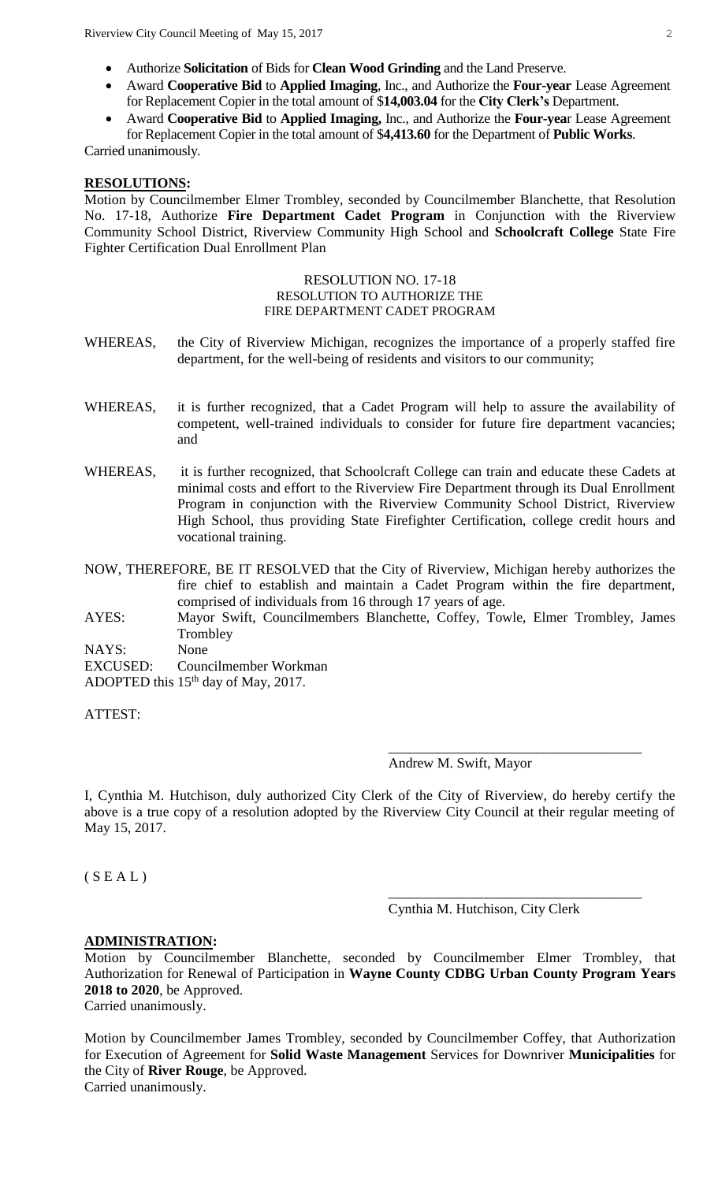- Authorize **Solicitation** of Bids for **Clean Wood Grinding** and the Land Preserve.
- Award **Cooperative Bid** to **Applied Imaging**, Inc., and Authorize the **Four-year** Lease Agreement for Replacement Copier in the total amount of $**14,003.04** for the **City Clerk's** Department.
- Award **Cooperative Bid** to **Applied Imaging,** Inc., and Authorize the **Four-yea**r Lease Agreement for Replacement Copier in the total amount of $**4,413.60** for the Department of **Public Works**.

Carried unanimously.

**RESOLUTIONS:**

Motion by Councilmember Elmer Trombley, seconded by Councilmember Blanchette, that Resolution No. 17-18, Authorize **Fire Department Cadet Program** in Conjunction with the Riverview Community School District, Riverview Community High School and **Schoolcraft College** State Fire Fighter Certification Dual Enrollment Plan

RESOLUTION NO. 17-18
RESOLUTION TO AUTHORIZE THE
FIRE DEPARTMENT CADET PROGRAM

WHEREAS, the City of Riverview Michigan, recognizes the importance of a properly staffed fire department, for the well-being of residents and visitors to our community;

WHEREAS, it is further recognized, that a Cadet Program will help to assure the availability of competent, well-trained individuals to consider for future fire department vacancies; and

WHEREAS, it is further recognized, that Schoolcraft College can train and educate these Cadets at minimal costs and effort to the Riverview Fire Department through its Dual Enrollment Program in conjunction with the Riverview Community School District, Riverview High School, thus providing State Firefighter Certification, college credit hours and vocational training.

NOW, THEREFORE, BE IT RESOLVED that the City of Riverview, Michigan hereby authorizes the fire chief to establish and maintain a Cadet Program within the fire department, comprised of individuals from 16 through 17 years of age.

AYES: Mayor Swift, Councilmembers Blanchette, Coffey, Towle, Elmer Trombley, James Trombley

NAYS: None

EXCUSED: Councilmember Workman

ADOPTED this 15th day of May, 2017.

ATTEST:

\_\_\_\_\_\_\_\_\_\_\_\_\_\_\_\_\_\_\_\_\_\_\_\_\_\_\_\_\_\_\_\_\_\_\_\_
Andrew M. Swift, Mayor

I, Cynthia M. Hutchison, duly authorized City Clerk of the City of Riverview, do hereby certify the above is a true copy of a resolution adopted by the Riverview City Council at their regular meeting of May 15, 2017.

( S E A L )

\_\_\_\_\_\_\_\_\_\_\_\_\_\_\_\_\_\_\_\_\_\_\_\_\_\_\_\_\_\_\_\_\_\_\_\_
Cynthia M. Hutchison, City Clerk

**ADMINISTRATION:**

Motion by Councilmember Blanchette, seconded by Councilmember Elmer Trombley, that Authorization for Renewal of Participation in **Wayne County CDBG Urban County Program Years 2018 to 2020**, be Approved.
Carried unanimously.

Motion by Councilmember James Trombley, seconded by Councilmember Coffey, that Authorization for Execution of Agreement for **Solid Waste Management** Services for Downriver **Municipalities** for the City of **River Rouge**, be Approved.
Carried unanimously.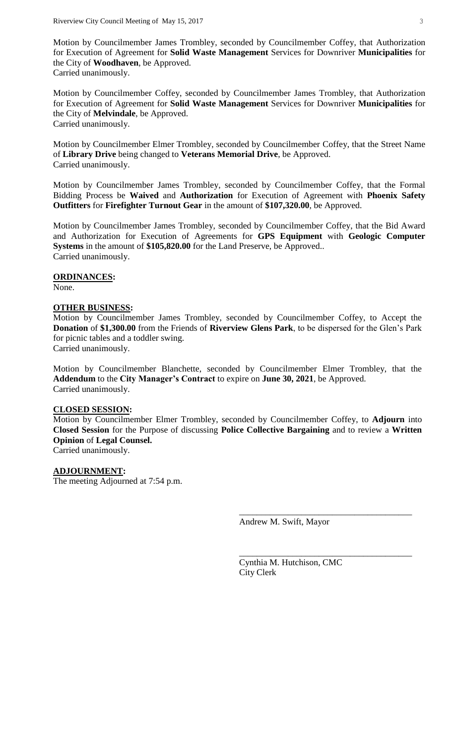Motion by Councilmember James Trombley, seconded by Councilmember Coffey, that Authorization for Execution of Agreement for **Solid Waste Management** Services for Downriver **Municipalities** for the City of **Woodhaven**, be Approved.
Carried unanimously.

Motion by Councilmember Coffey, seconded by Councilmember James Trombley, that Authorization for Execution of Agreement for **Solid Waste Management** Services for Downriver **Municipalities** for the City of **Melvindale**, be Approved.
Carried unanimously.

Motion by Councilmember Elmer Trombley, seconded by Councilmember Coffey, that the Street Name of **Library Drive** being changed to **Veterans Memorial Drive**, be Approved.
Carried unanimously.

Motion by Councilmember James Trombley, seconded by Councilmember Coffey, that the Formal Bidding Process be **Waived** and **Authorization** for Execution of Agreement with **Phoenix Safety Outfitters** for **Firefighter Turnout Gear** in the amount of **$107,320.00**, be Approved.

Motion by Councilmember James Trombley, seconded by Councilmember Coffey, that the Bid Award and Authorization for Execution of Agreements for **GPS Equipment** with **Geologic Computer Systems** in the amount of **$105,820.00** for the Land Preserve, be Approved..
Carried unanimously.

**ORDINANCES:**

None.

**OTHER BUSINESS:**

Motion by Councilmember James Trombley, seconded by Councilmember Coffey, to Accept the **Donation** of **$1,300.00** from the Friends of **Riverview Glens Park**, to be dispersed for the Glen's Park for picnic tables and a toddler swing.
Carried unanimously.

Motion by Councilmember Blanchette, seconded by Councilmember Elmer Trombley, that the **Addendum** to the **City Manager's Contract** to expire on **June 30, 2021**, be Approved.
Carried unanimously.

**CLOSED SESSION:**

Motion by Councilmember Elmer Trombley, seconded by Councilmember Coffey, to **Adjourn** into **Closed Session** for the Purpose of discussing **Police Collective Bargaining** and to review a **Written Opinion** of **Legal Counsel.**
Carried unanimously.

**ADJOURNMENT:**

The meeting Adjourned at 7:54 p.m.

\_\_\_\_\_\_\_\_\_\_\_\_\_\_\_\_\_\_\_\_\_\_\_\_\_\_\_\_\_\_\_\_\_\_\_\_\_\_\_\_
Andrew M. Swift, Mayor

\_\_\_\_\_\_\_\_\_\_\_\_\_\_\_\_\_\_\_\_\_\_\_\_\_\_\_\_\_\_\_\_\_\_\_\_\_\_\_\_
Cynthia M. Hutchison, CMC
City Clerk